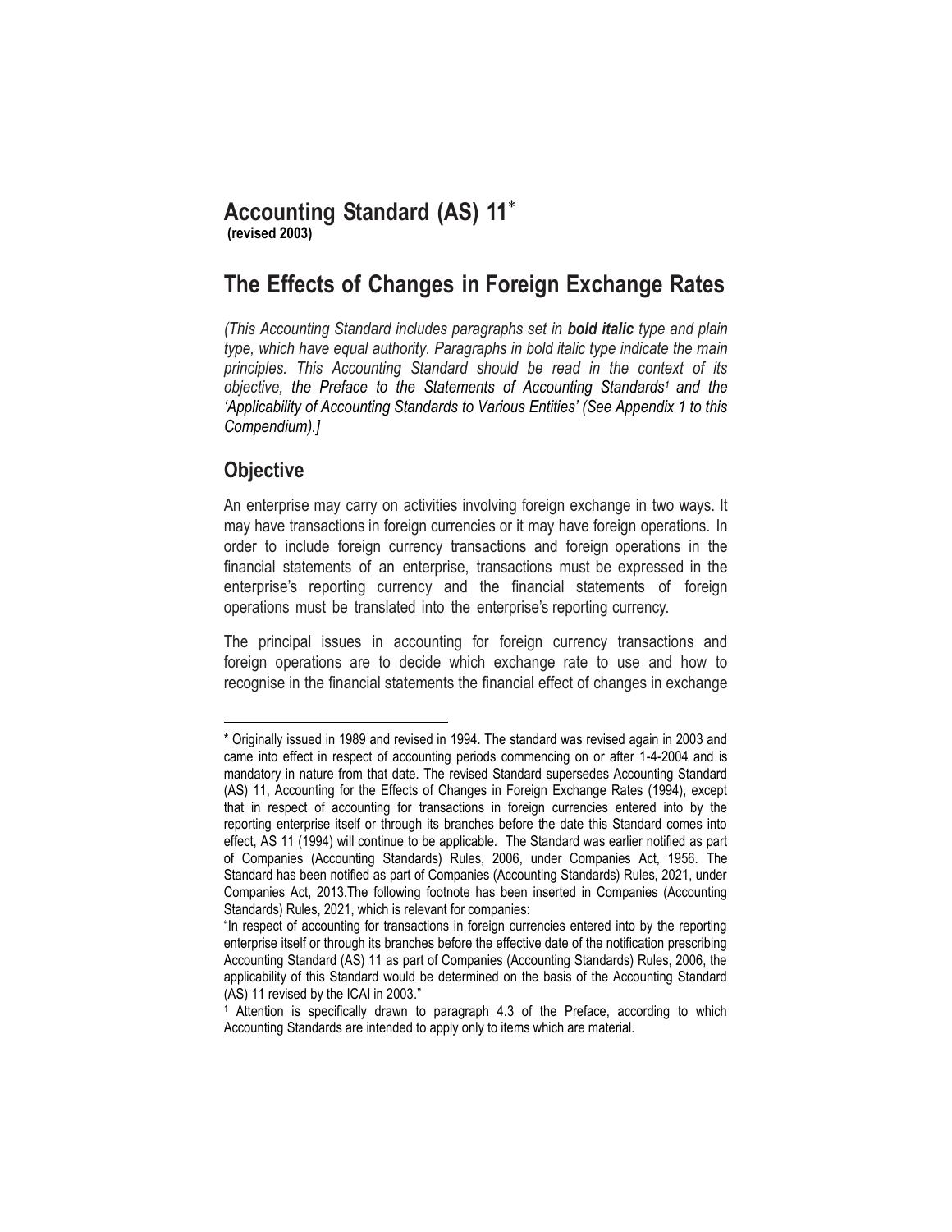# Accounting Standard (AS) 11*
**(revised 2003)**

## The Effects of Changes in Foreign Exchange Rates

*(This Accounting Standard includes paragraphs set in **bold italic** type and plain type, which have equal authority. Paragraphs in bold italic type indicate the main principles. This Accounting Standard should be read in the context of its objective, the Preface to the Statements of Accounting Standards[1] and the 'Applicability of Accounting Standards to Various Entities' (See Appendix 1 to this Compendium).]*

## Objective

An enterprise may carry on activities involving foreign exchange in two ways. It may have transactions in foreign currencies or it may have foreign operations. In order to include foreign currency transactions and foreign operations in the financial statements of an enterprise, transactions must be expressed in the enterprise's reporting currency and the financial statements of foreign operations must be translated into the enterprise's reporting currency.

The principal issues in accounting for foreign currency transactions and foreign operations are to decide which exchange rate to use and how to recognise in the financial statements the financial effect of changes in exchange

---

* Originally issued in 1989 and revised in 1994. The standard was revised again in 2003 and came into effect in respect of accounting periods commencing on or after 1-4-2004 and is mandatory in nature from that date. The revised Standard supersedes Accounting Standard (AS) 11, Accounting for the Effects of Changes in Foreign Exchange Rates (1994), except that in respect of accounting for transactions in foreign currencies entered into by the reporting enterprise itself or through its branches before the date this Standard comes into effect, AS 11 (1994) will continue to be applicable. The Standard was earlier notified as part of Companies (Accounting Standards) Rules, 2006, under Companies Act, 1956. The Standard has been notified as part of Companies (Accounting Standards) Rules, 2021, under Companies Act, 2013.The following footnote has been inserted in Companies (Accounting Standards) Rules, 2021, which is relevant for companies:

"In respect of accounting for transactions in foreign currencies entered into by the reporting enterprise itself or through its branches before the effective date of the notification prescribing Accounting Standard (AS) 11 as part of Companies (Accounting Standards) Rules, 2006, the applicability of this Standard would be determined on the basis of the Accounting Standard (AS) 11 revised by the ICAI in 2003."

[1] Attention is specifically drawn to paragraph 4.3 of the Preface, according to which Accounting Standards are intended to apply only to items which are material.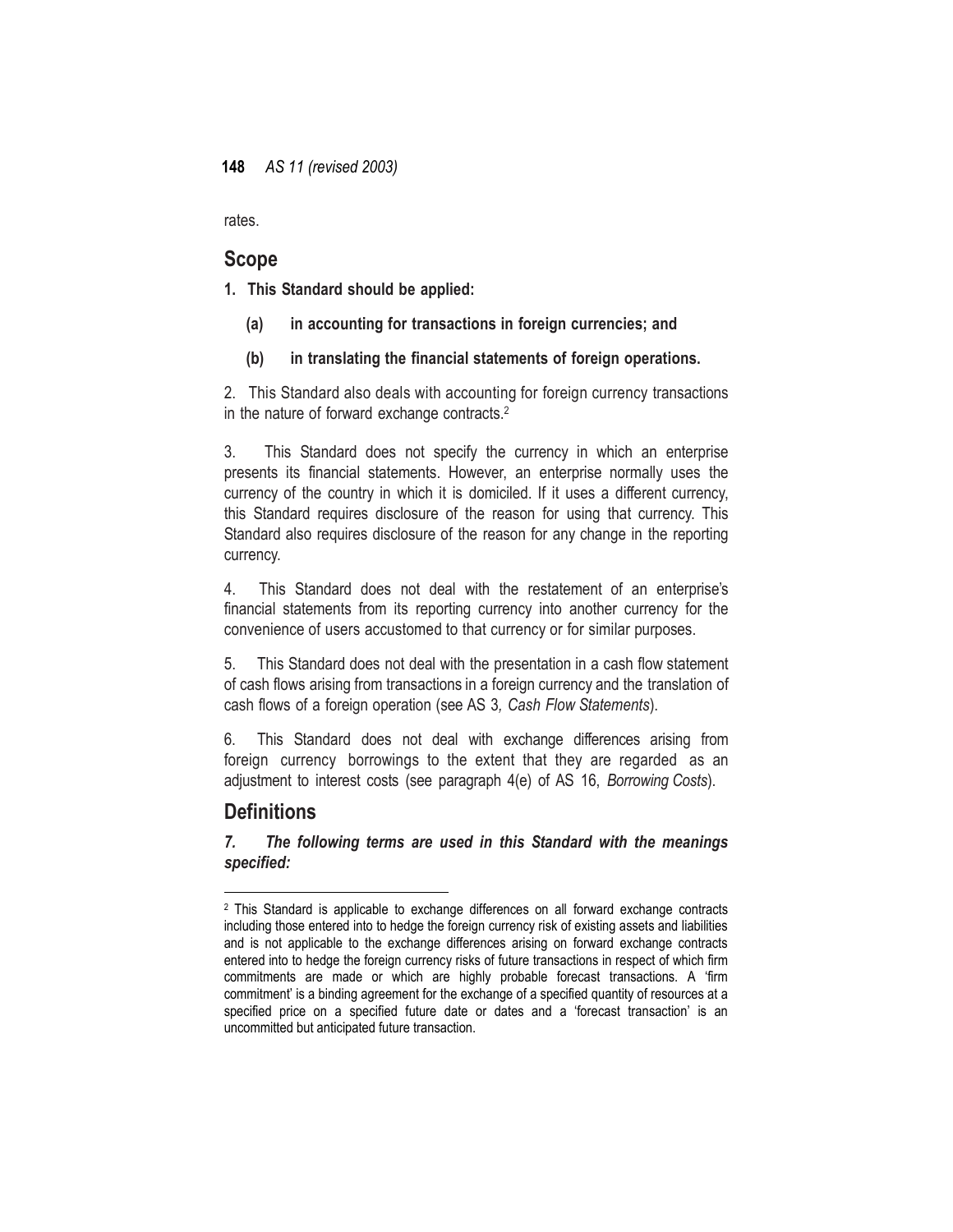rates.

## Scope

**1. This Standard should be applied:**

**(a) in accounting for transactions in foreign currencies; and**

**(b) in translating the financial statements of foreign operations.**

2. This Standard also deals with accounting for foreign currency transactions in the nature of forward exchange contracts.[2]

3. This Standard does not specify the currency in which an enterprise presents its financial statements. However, an enterprise normally uses the currency of the country in which it is domiciled. If it uses a different currency, this Standard requires disclosure of the reason for using that currency. This Standard also requires disclosure of the reason for any change in the reporting currency.

4. This Standard does not deal with the restatement of an enterprise's financial statements from its reporting currency into another currency for the convenience of users accustomed to that currency or for similar purposes.

5. This Standard does not deal with the presentation in a cash flow statement of cash flows arising from transactions in a foreign currency and the translation of cash flows of a foreign operation (see AS 3, *Cash Flow Statements*).

6. This Standard does not deal with exchange differences arising from foreign currency borrowings to the extent that they are regarded as an adjustment to interest costs (see paragraph 4(e) of AS 16, *Borrowing Costs*).

## Definitions

***7. The following terms are used in this Standard with the meanings specified:***

---

[2] This Standard is applicable to exchange differences on all forward exchange contracts including those entered into to hedge the foreign currency risk of existing assets and liabilities and is not applicable to the exchange differences arising on forward exchange contracts entered into to hedge the foreign currency risks of future transactions in respect of which firm commitments are made or which are highly probable forecast transactions. A 'firm commitment' is a binding agreement for the exchange of a specified quantity of resources at a specified price on a specified future date or dates and a 'forecast transaction' is an uncommitted but anticipated future transaction.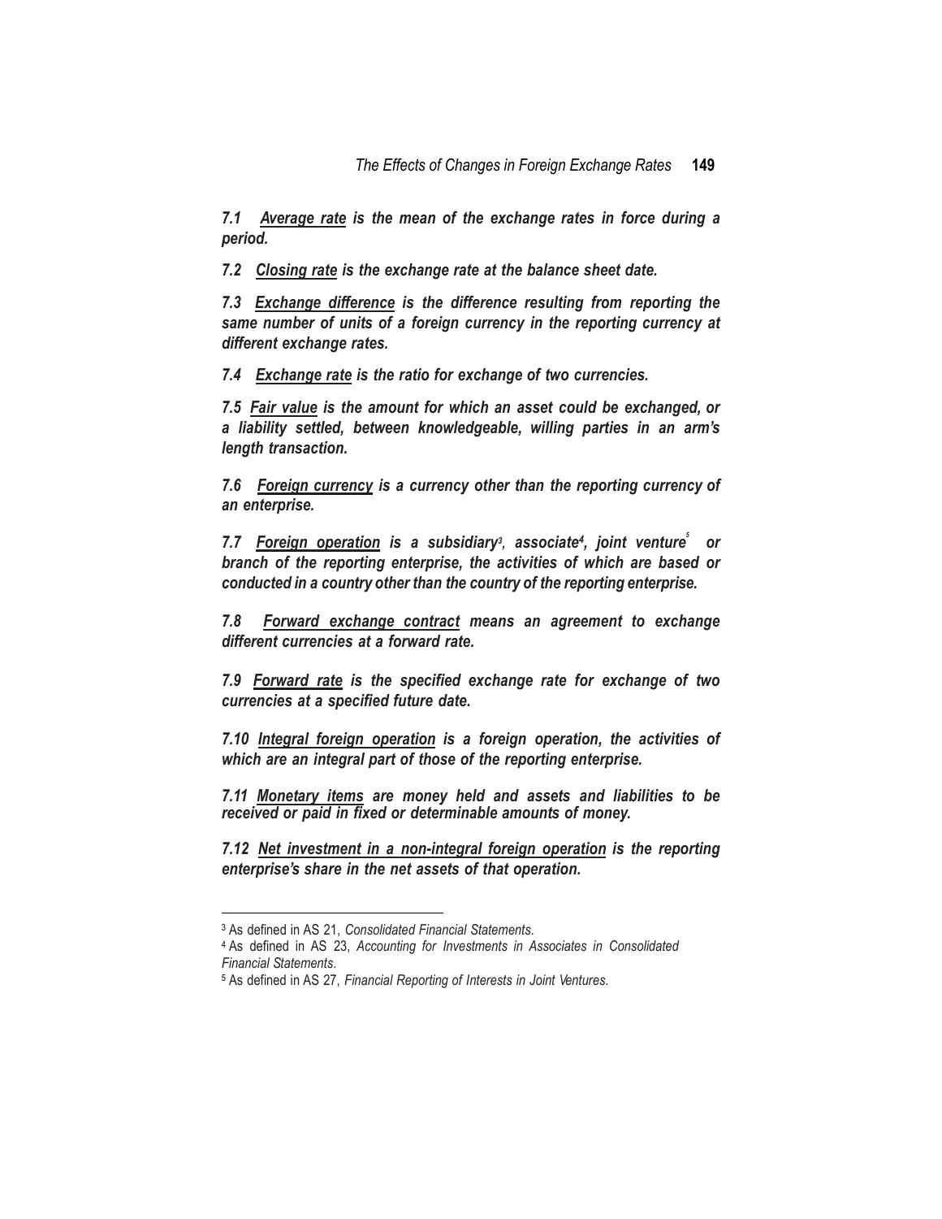***7.1 <u>Average rate</u> is the mean of the exchange rates in force during a period.***

***7.2 <u>Closing rate</u> is the exchange rate at the balance sheet date.***

***7.3 <u>Exchange difference</u> is the difference resulting from reporting the same number of units of a foreign currency in the reporting currency at different exchange rates.***

***7.4 <u>Exchange rate</u> is the ratio for exchange of two currencies.***

***7.5 <u>Fair value</u> is the amount for which an asset could be exchanged, or a liability settled, between knowledgeable, willing parties in an arm's length transaction.***

***7.6 <u>Foreign currency</u> is a currency other than the reporting currency of an enterprise.***

***7.7 <u>Foreign operation</u> is a subsidiary[3], associate[4], joint venture[5] or branch of the reporting enterprise, the activities of which are based or conducted in a country other than the country of the reporting enterprise.***

***7.8 <u>Forward exchange contract</u> means an agreement to exchange different currencies at a forward rate.***

***7.9 <u>Forward rate</u> is the specified exchange rate for exchange of two currencies at a specified future date.***

***7.10 <u>Integral foreign operation</u> is a foreign operation, the activities of which are an integral part of those of the reporting enterprise.***

***7.11 <u>Monetary items</u> are money held and assets and liabilities to be received or paid in fixed or determinable amounts of money.***

***7.12 <u>Net investment in a non-integral foreign operation</u> is the reporting enterprise's share in the net assets of that operation.***

---

[3] As defined in AS 21, *Consolidated Financial Statements*.

[4] As defined in AS 23, *Accounting for Investments in Associates in Consolidated Financial Statements*.

[5] As defined in AS 27, *Financial Reporting of Interests in Joint Ventures*.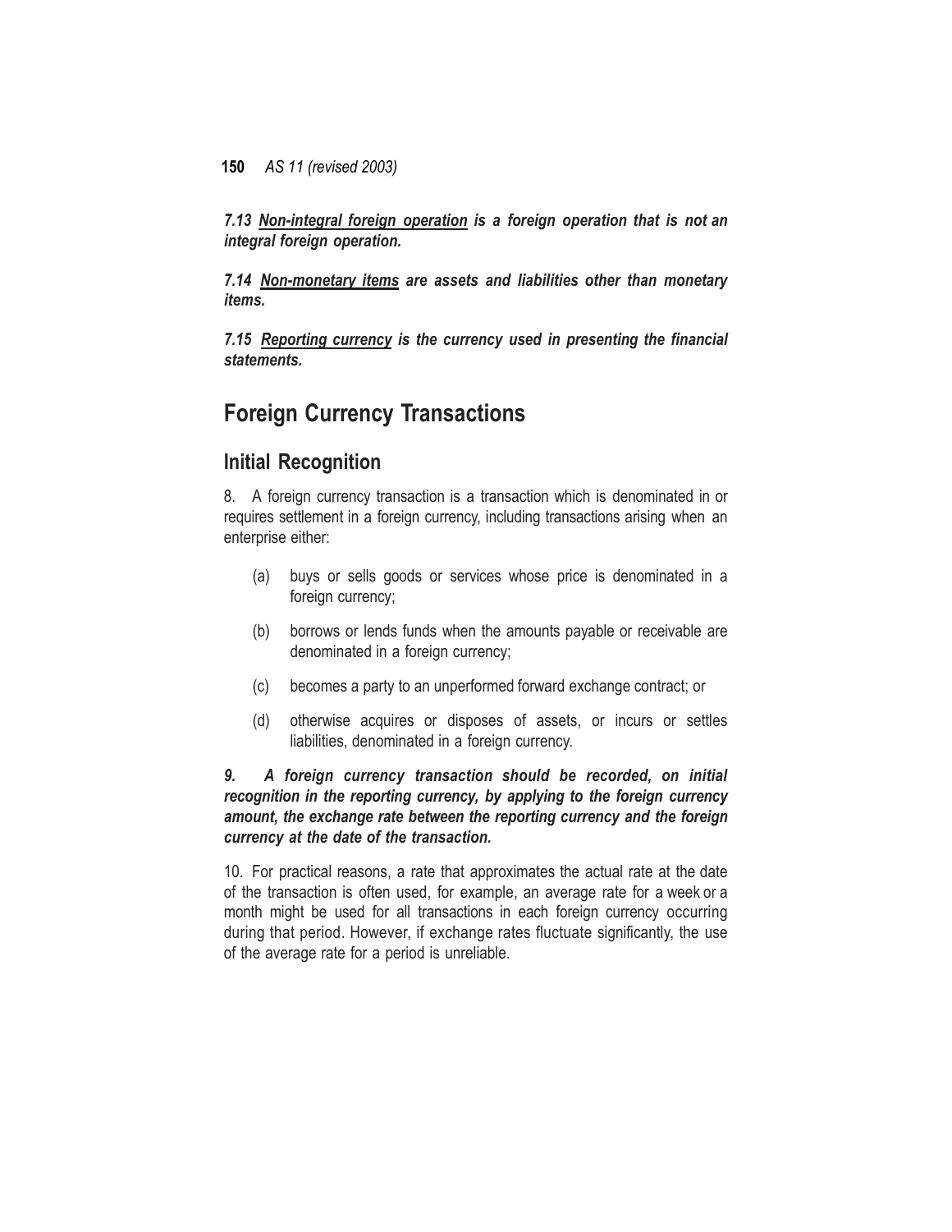***7.13 <u>Non-integral foreign operation</u> is a foreign operation that is not an integral foreign operation.***

***7.14 <u>Non-monetary items</u> are assets and liabilities other than monetary items.***

***7.15 <u>Reporting currency</u> is the currency used in presenting the financial statements.***

# Foreign Currency Transactions

## Initial Recognition

8. A foreign currency transaction is a transaction which is denominated in or requires settlement in a foreign currency, including transactions arising when an enterprise either:

   (a) buys or sells goods or services whose price is denominated in a foreign currency;

   (b) borrows or lends funds when the amounts payable or receivable are denominated in a foreign currency;

   (c) becomes a party to an unperformed forward exchange contract; or

   (d) otherwise acquires or disposes of assets, or incurs or settles liabilities, denominated in a foreign currency.

***9. A foreign currency transaction should be recorded, on initial recognition in the reporting currency, by applying to the foreign currency amount, the exchange rate between the reporting currency and the foreign currency at the date of the transaction.***

10. For practical reasons, a rate that approximates the actual rate at the date of the transaction is often used, for example, an average rate for a week or a month might be used for all transactions in each foreign currency occurring during that period. However, if exchange rates fluctuate significantly, the use of the average rate for a period is unreliable.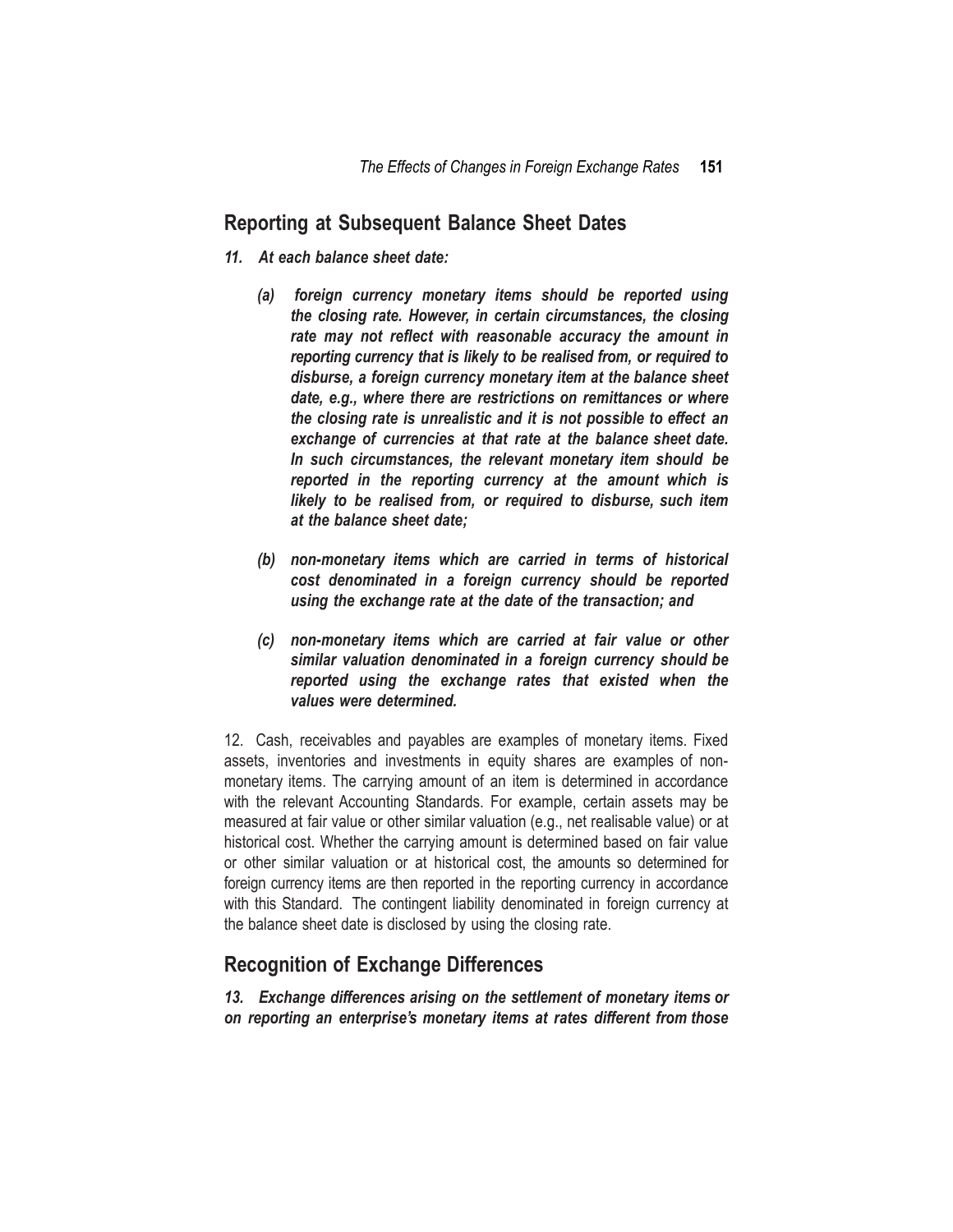## Reporting at Subsequent Balance Sheet Dates

***11. At each balance sheet date:***

- ***(a) foreign currency monetary items should be reported using the closing rate. However, in certain circumstances, the closing rate may not reflect with reasonable accuracy the amount in reporting currency that is likely to be realised from, or required to disburse, a foreign currency monetary item at the balance sheet date, e.g., where there are restrictions on remittances or where the closing rate is unrealistic and it is not possible to effect an exchange of currencies at that rate at the balance sheet date. In such circumstances, the relevant monetary item should be reported in the reporting currency at the amount which is likely to be realised from, or required to disburse, such item at the balance sheet date;***

- ***(b) non-monetary items which are carried in terms of historical cost denominated in a foreign currency should be reported using the exchange rate at the date of the transaction; and***

- ***(c) non-monetary items which are carried at fair value or other similar valuation denominated in a foreign currency should be reported using the exchange rates that existed when the values were determined.***

12. Cash, receivables and payables are examples of monetary items. Fixed assets, inventories and investments in equity shares are examples of non-monetary items. The carrying amount of an item is determined in accordance with the relevant Accounting Standards. For example, certain assets may be measured at fair value or other similar valuation (e.g., net realisable value) or at historical cost. Whether the carrying amount is determined based on fair value or other similar valuation or at historical cost, the amounts so determined for foreign currency items are then reported in the reporting currency in accordance with this Standard. The contingent liability denominated in foreign currency at the balance sheet date is disclosed by using the closing rate.

## Recognition of Exchange Differences

***13. Exchange differences arising on the settlement of monetary items or on reporting an enterprise's monetary items at rates different from those***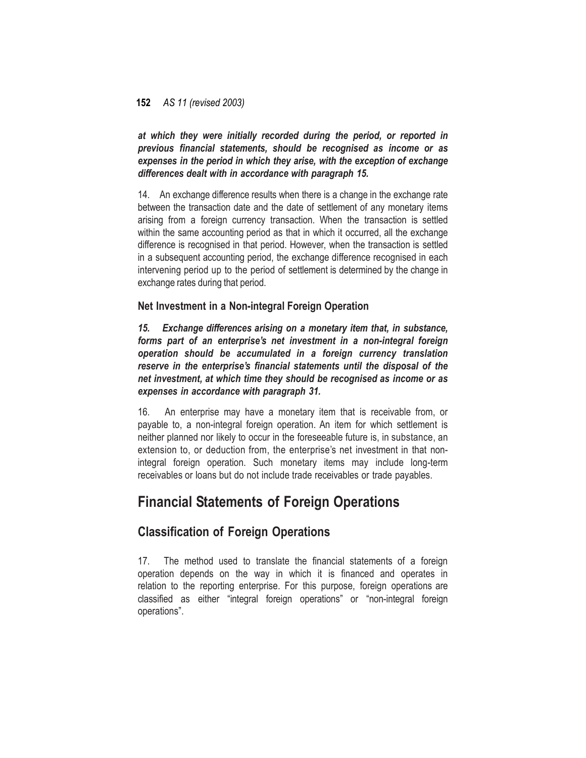***at which they were initially recorded during the period, or reported in previous financial statements, should be recognised as income or as expenses in the period in which they arise, with the exception of exchange differences dealt with in accordance with paragraph 15.***

14. An exchange difference results when there is a change in the exchange rate between the transaction date and the date of settlement of any monetary items arising from a foreign currency transaction. When the transaction is settled within the same accounting period as that in which it occurred, all the exchange difference is recognised in that period. However, when the transaction is settled in a subsequent accounting period, the exchange difference recognised in each intervening period up to the period of settlement is determined by the change in exchange rates during that period.

### Net Investment in a Non-integral Foreign Operation

***15. Exchange differences arising on a monetary item that, in substance, forms part of an enterprise's net investment in a non-integral foreign operation should be accumulated in a foreign currency translation reserve in the enterprise's financial statements until the disposal of the net investment, at which time they should be recognised as income or as expenses in accordance with paragraph 31.***

16. An enterprise may have a monetary item that is receivable from, or payable to, a non-integral foreign operation. An item for which settlement is neither planned nor likely to occur in the foreseeable future is, in substance, an extension to, or deduction from, the enterprise's net investment in that non-integral foreign operation. Such monetary items may include long-term receivables or loans but do not include trade receivables or trade payables.

# Financial Statements of Foreign Operations

## Classification of Foreign Operations

17. The method used to translate the financial statements of a foreign operation depends on the way in which it is financed and operates in relation to the reporting enterprise. For this purpose, foreign operations are classified as either "integral foreign operations" or "non-integral foreign operations".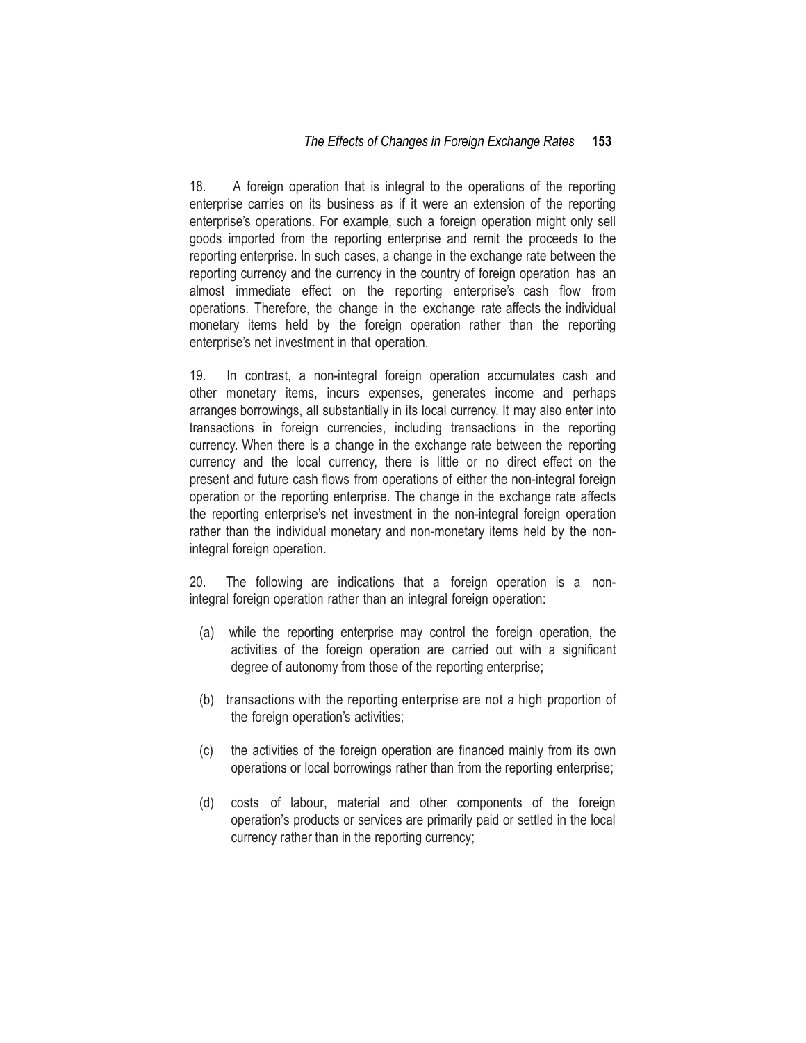18. A foreign operation that is integral to the operations of the reporting enterprise carries on its business as if it were an extension of the reporting enterprise's operations. For example, such a foreign operation might only sell goods imported from the reporting enterprise and remit the proceeds to the reporting enterprise. In such cases, a change in the exchange rate between the reporting currency and the currency in the country of foreign operation has an almost immediate effect on the reporting enterprise's cash flow from operations. Therefore, the change in the exchange rate affects the individual monetary items held by the foreign operation rather than the reporting enterprise's net investment in that operation.

19. In contrast, a non-integral foreign operation accumulates cash and other monetary items, incurs expenses, generates income and perhaps arranges borrowings, all substantially in its local currency. It may also enter into transactions in foreign currencies, including transactions in the reporting currency. When there is a change in the exchange rate between the reporting currency and the local currency, there is little or no direct effect on the present and future cash flows from operations of either the non-integral foreign operation or the reporting enterprise. The change in the exchange rate affects the reporting enterprise's net investment in the non-integral foreign operation rather than the individual monetary and non-monetary items held by the non-integral foreign operation.

20. The following are indications that a foreign operation is a non-integral foreign operation rather than an integral foreign operation:

(a) while the reporting enterprise may control the foreign operation, the activities of the foreign operation are carried out with a significant degree of autonomy from those of the reporting enterprise;

(b) transactions with the reporting enterprise are not a high proportion of the foreign operation's activities;

(c) the activities of the foreign operation are financed mainly from its own operations or local borrowings rather than from the reporting enterprise;

(d) costs of labour, material and other components of the foreign operation's products or services are primarily paid or settled in the local currency rather than in the reporting currency;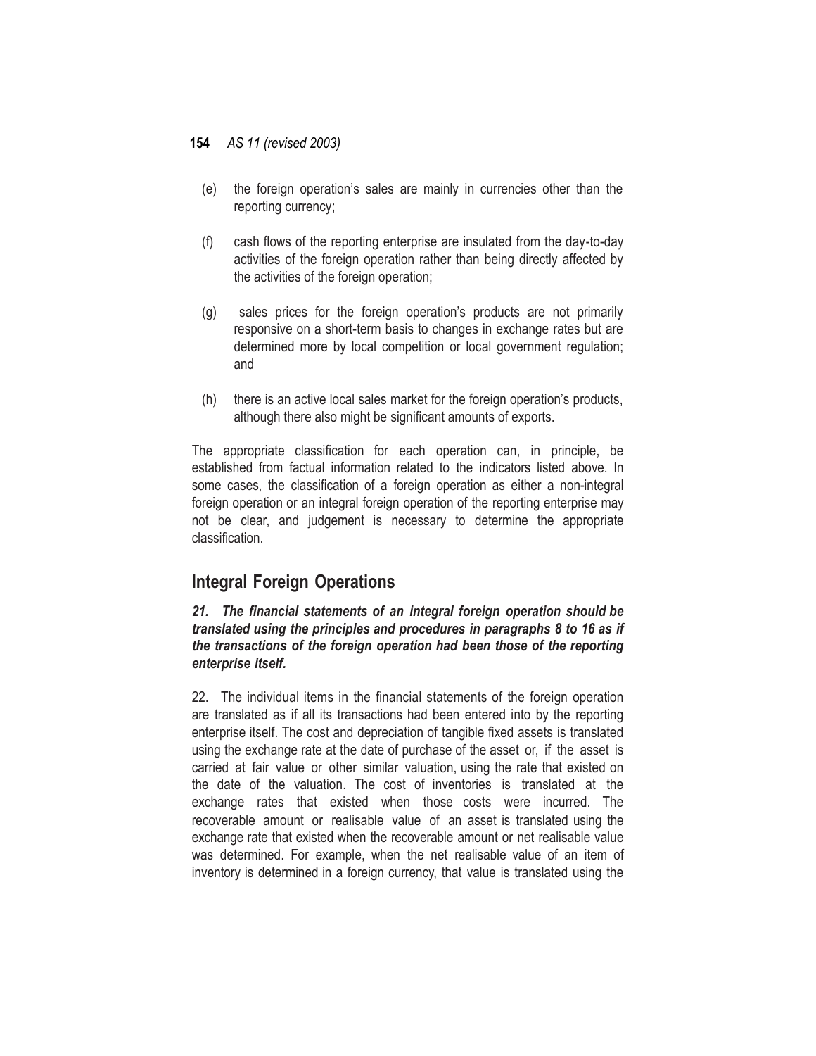(e) the foreign operation's sales are mainly in currencies other than the reporting currency;

(f) cash flows of the reporting enterprise are insulated from the day-to-day activities of the foreign operation rather than being directly affected by the activities of the foreign operation;

(g) sales prices for the foreign operation's products are not primarily responsive on a short-term basis to changes in exchange rates but are determined more by local competition or local government regulation; and

(h) there is an active local sales market for the foreign operation's products, although there also might be significant amounts of exports.

The appropriate classification for each operation can, in principle, be established from factual information related to the indicators listed above. In some cases, the classification of a foreign operation as either a non-integral foreign operation or an integral foreign operation of the reporting enterprise may not be clear, and judgement is necessary to determine the appropriate classification.

## Integral Foreign Operations

***21. The financial statements of an integral foreign operation should be translated using the principles and procedures in paragraphs 8 to 16 as if the transactions of the foreign operation had been those of the reporting enterprise itself.***

22. The individual items in the financial statements of the foreign operation are translated as if all its transactions had been entered into by the reporting enterprise itself. The cost and depreciation of tangible fixed assets is translated using the exchange rate at the date of purchase of the asset or, if the asset is carried at fair value or other similar valuation, using the rate that existed on the date of the valuation. The cost of inventories is translated at the exchange rates that existed when those costs were incurred. The recoverable amount or realisable value of an asset is translated using the exchange rate that existed when the recoverable amount or net realisable value was determined. For example, when the net realisable value of an item of inventory is determined in a foreign currency, that value is translated using the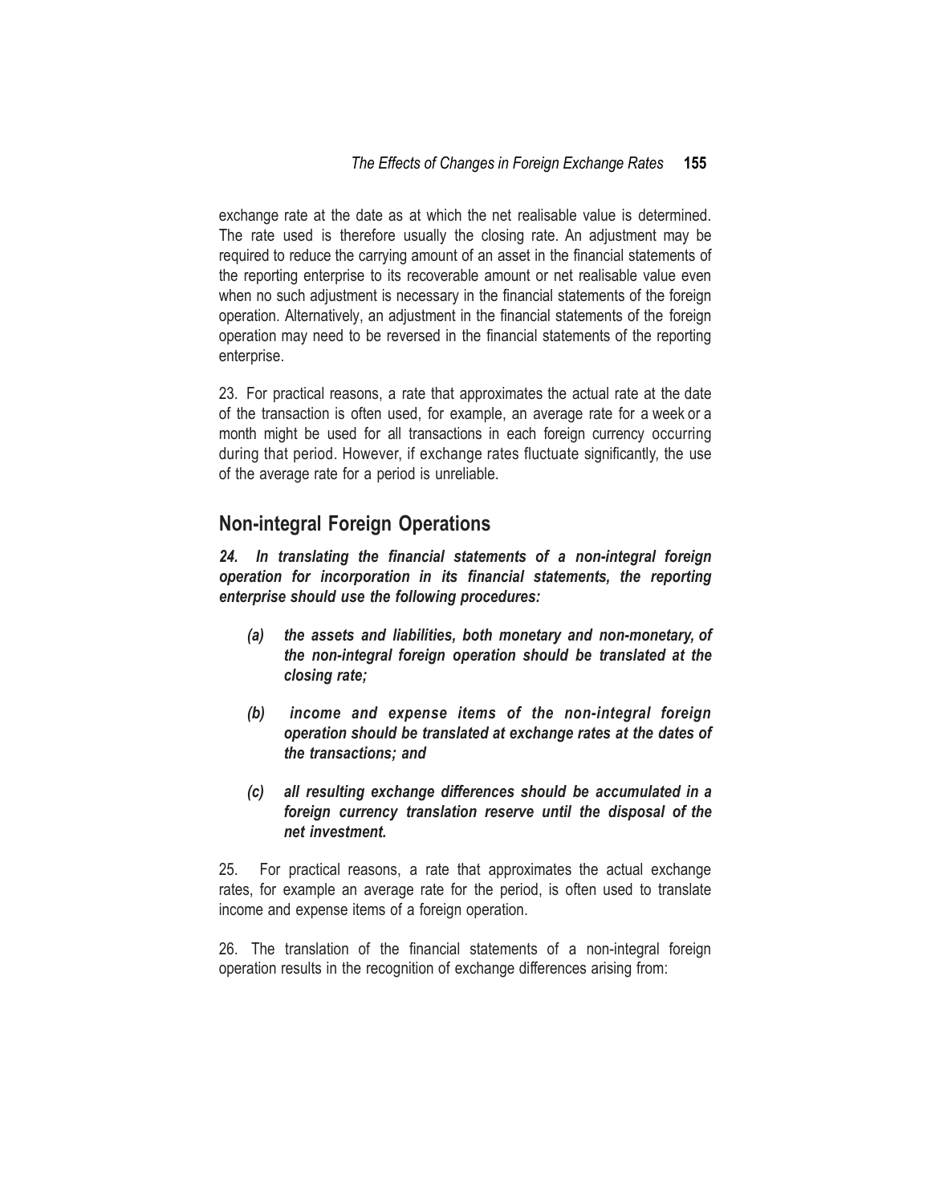exchange rate at the date as at which the net realisable value is determined. The rate used is therefore usually the closing rate. An adjustment may be required to reduce the carrying amount of an asset in the financial statements of the reporting enterprise to its recoverable amount or net realisable value even when no such adjustment is necessary in the financial statements of the foreign operation. Alternatively, an adjustment in the financial statements of the foreign operation may need to be reversed in the financial statements of the reporting enterprise.

23. For practical reasons, a rate that approximates the actual rate at the date of the transaction is often used, for example, an average rate for a week or a month might be used for all transactions in each foreign currency occurring during that period. However, if exchange rates fluctuate significantly, the use of the average rate for a period is unreliable.

## Non-integral Foreign Operations

***24. In translating the financial statements of a non-integral foreign operation for incorporation in its financial statements, the reporting enterprise should use the following procedures:***

- ***(a) the assets and liabilities, both monetary and non-monetary, of the non-integral foreign operation should be translated at the closing rate;***
- ***(b) income and expense items of the non-integral foreign operation should be translated at exchange rates at the dates of the transactions; and***
- ***(c) all resulting exchange differences should be accumulated in a foreign currency translation reserve until the disposal of the net investment.***

25. For practical reasons, a rate that approximates the actual exchange rates, for example an average rate for the period, is often used to translate income and expense items of a foreign operation.

26. The translation of the financial statements of a non-integral foreign operation results in the recognition of exchange differences arising from: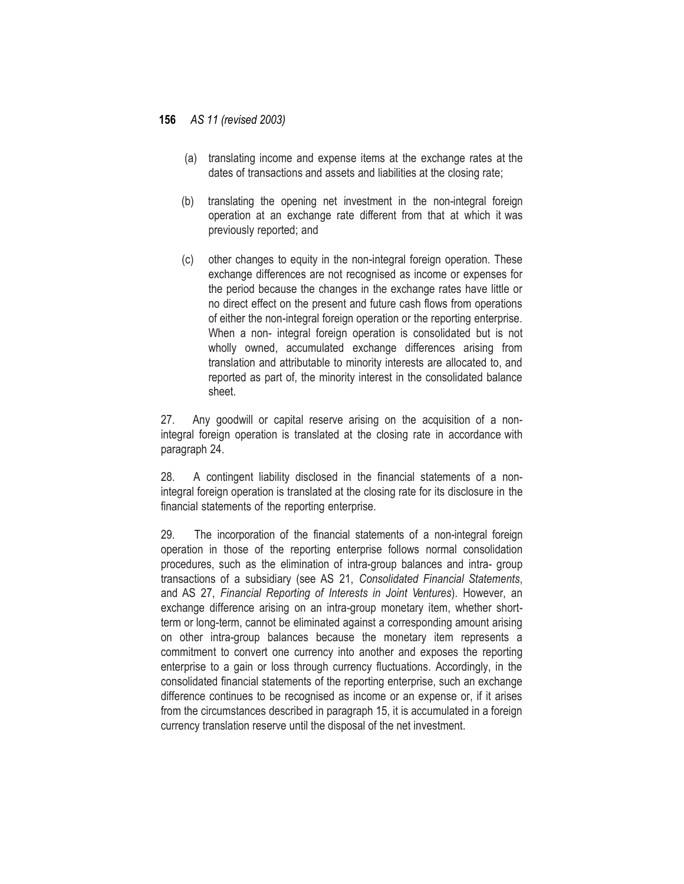(a) translating income and expense items at the exchange rates at the dates of transactions and assets and liabilities at the closing rate;

(b) translating the opening net investment in the non-integral foreign operation at an exchange rate different from that at which it was previously reported; and

(c) other changes to equity in the non-integral foreign operation. These exchange differences are not recognised as income or expenses for the period because the changes in the exchange rates have little or no direct effect on the present and future cash flows from operations of either the non-integral foreign operation or the reporting enterprise. When a non- integral foreign operation is consolidated but is not wholly owned, accumulated exchange differences arising from translation and attributable to minority interests are allocated to, and reported as part of, the minority interest in the consolidated balance sheet.

27. Any goodwill or capital reserve arising on the acquisition of a non-integral foreign operation is translated at the closing rate in accordance with paragraph 24.

28. A contingent liability disclosed in the financial statements of a non-integral foreign operation is translated at the closing rate for its disclosure in the financial statements of the reporting enterprise.

29. The incorporation of the financial statements of a non-integral foreign operation in those of the reporting enterprise follows normal consolidation procedures, such as the elimination of intra-group balances and intra- group transactions of a subsidiary (see AS 21, *Consolidated Financial Statements*, and AS 27, *Financial Reporting of Interests in Joint Ventures*). However, an exchange difference arising on an intra-group monetary item, whether short-term or long-term, cannot be eliminated against a corresponding amount arising on other intra-group balances because the monetary item represents a commitment to convert one currency into another and exposes the reporting enterprise to a gain or loss through currency fluctuations. Accordingly, in the consolidated financial statements of the reporting enterprise, such an exchange difference continues to be recognised as income or an expense or, if it arises from the circumstances described in paragraph 15, it is accumulated in a foreign currency translation reserve until the disposal of the net investment.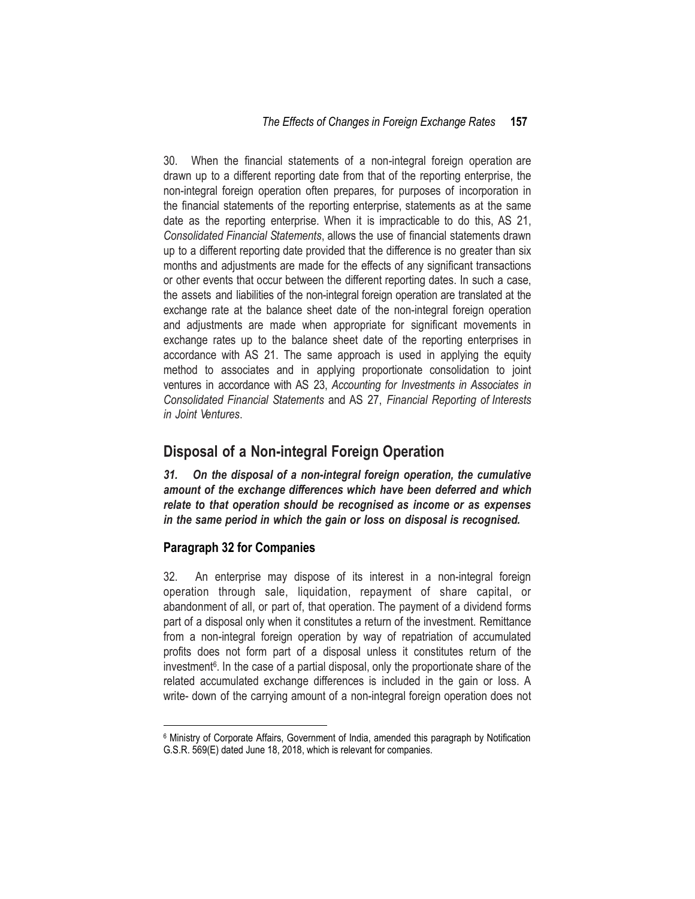30. When the financial statements of a non-integral foreign operation are drawn up to a different reporting date from that of the reporting enterprise, the non-integral foreign operation often prepares, for purposes of incorporation in the financial statements of the reporting enterprise, statements as at the same date as the reporting enterprise. When it is impracticable to do this, AS 21, *Consolidated Financial Statements*, allows the use of financial statements drawn up to a different reporting date provided that the difference is no greater than six months and adjustments are made for the effects of any significant transactions or other events that occur between the different reporting dates. In such a case, the assets and liabilities of the non-integral foreign operation are translated at the exchange rate at the balance sheet date of the non-integral foreign operation and adjustments are made when appropriate for significant movements in exchange rates up to the balance sheet date of the reporting enterprises in accordance with AS 21. The same approach is used in applying the equity method to associates and in applying proportionate consolidation to joint ventures in accordance with AS 23, *Accounting for Investments in Associates in Consolidated Financial Statements* and AS 27, *Financial Reporting of Interests in Joint Ventures*.

## Disposal of a Non-integral Foreign Operation

***31. On the disposal of a non-integral foreign operation, the cumulative amount of the exchange differences which have been deferred and which relate to that operation should be recognised as income or as expenses in the same period in which the gain or loss on disposal is recognised.***

### Paragraph 32 for Companies

32. An enterprise may dispose of its interest in a non-integral foreign operation through sale, liquidation, repayment of share capital, or abandonment of all, or part of, that operation. The payment of a dividend forms part of a disposal only when it constitutes a return of the investment. Remittance from a non-integral foreign operation by way of repatriation of accumulated profits does not form part of a disposal unless it constitutes return of the investment[6]. In the case of a partial disposal, only the proportionate share of the related accumulated exchange differences is included in the gain or loss. A write- down of the carrying amount of a non-integral foreign operation does not

---

[6] Ministry of Corporate Affairs, Government of India, amended this paragraph by Notification G.S.R. 569(E) dated June 18, 2018, which is relevant for companies.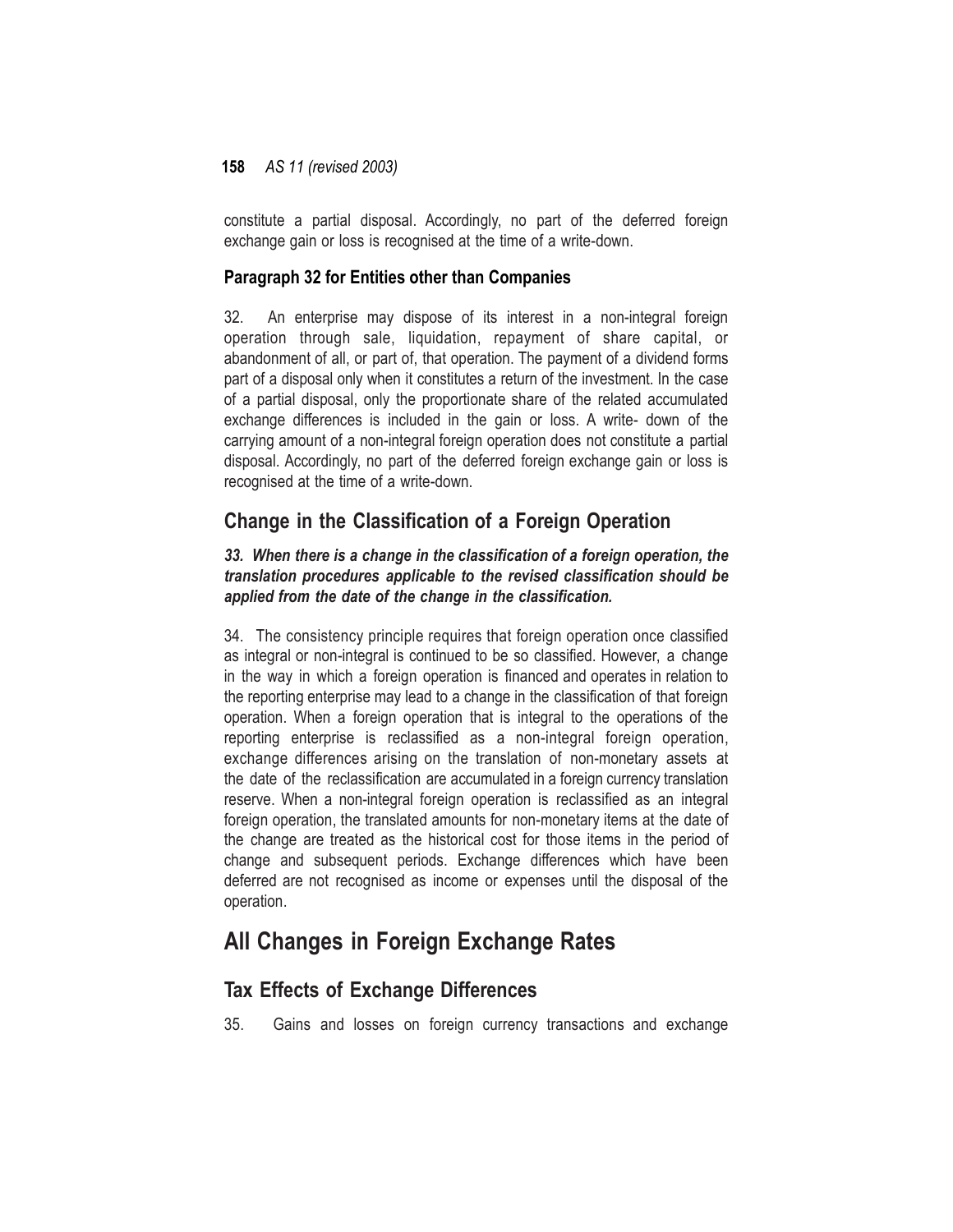constitute a partial disposal. Accordingly, no part of the deferred foreign exchange gain or loss is recognised at the time of a write-down.

### Paragraph 32 for Entities other than Companies

32. An enterprise may dispose of its interest in a non-integral foreign operation through sale, liquidation, repayment of share capital, or abandonment of all, or part of, that operation. The payment of a dividend forms part of a disposal only when it constitutes a return of the investment. In the case of a partial disposal, only the proportionate share of the related accumulated exchange differences is included in the gain or loss. A write- down of the carrying amount of a non-integral foreign operation does not constitute a partial disposal. Accordingly, no part of the deferred foreign exchange gain or loss is recognised at the time of a write-down.

## Change in the Classification of a Foreign Operation

***33. When there is a change in the classification of a foreign operation, the translation procedures applicable to the revised classification should be applied from the date of the change in the classification.***

34. The consistency principle requires that foreign operation once classified as integral or non-integral is continued to be so classified. However, a change in the way in which a foreign operation is financed and operates in relation to the reporting enterprise may lead to a change in the classification of that foreign operation. When a foreign operation that is integral to the operations of the reporting enterprise is reclassified as a non-integral foreign operation, exchange differences arising on the translation of non-monetary assets at the date of the reclassification are accumulated in a foreign currency translation reserve. When a non-integral foreign operation is reclassified as an integral foreign operation, the translated amounts for non-monetary items at the date of the change are treated as the historical cost for those items in the period of change and subsequent periods. Exchange differences which have been deferred are not recognised as income or expenses until the disposal of the operation.

# All Changes in Foreign Exchange Rates

## Tax Effects of Exchange Differences

35. Gains and losses on foreign currency transactions and exchange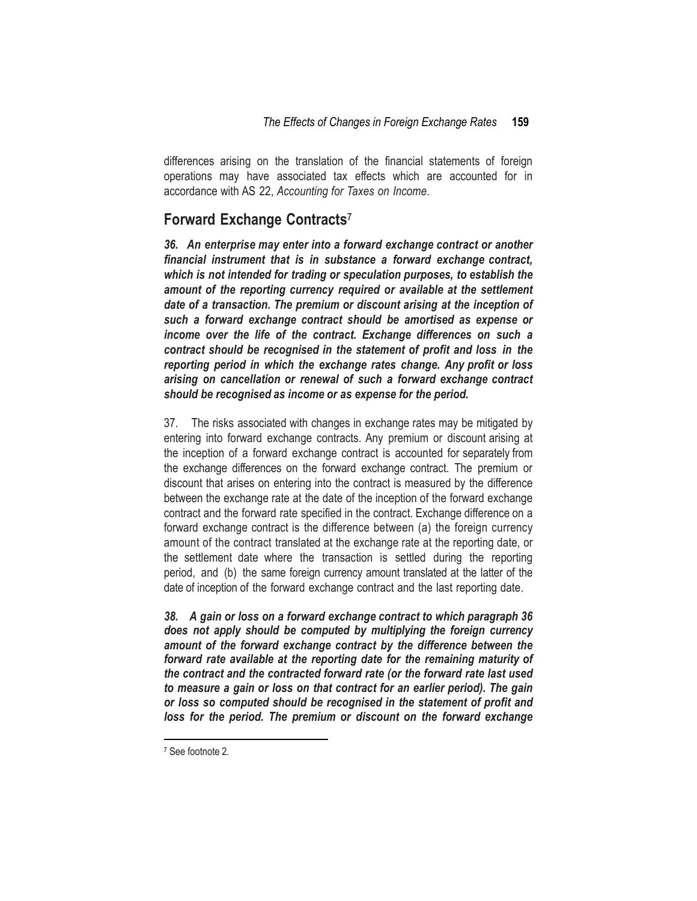differences arising on the translation of the financial statements of foreign operations may have associated tax effects which are accounted for in accordance with AS 22, *Accounting for Taxes on Income*.

## Forward Exchange Contracts[7]

***36. An enterprise may enter into a forward exchange contract or another financial instrument that is in substance a forward exchange contract, which is not intended for trading or speculation purposes, to establish the amount of the reporting currency required or available at the settlement date of a transaction. The premium or discount arising at the inception of such a forward exchange contract should be amortised as expense or income over the life of the contract. Exchange differences on such a contract should be recognised in the statement of profit and loss in the reporting period in which the exchange rates change. Any profit or loss arising on cancellation or renewal of such a forward exchange contract should be recognised as income or as expense for the period.***

37. The risks associated with changes in exchange rates may be mitigated by entering into forward exchange contracts. Any premium or discount arising at the inception of a forward exchange contract is accounted for separately from the exchange differences on the forward exchange contract. The premium or discount that arises on entering into the contract is measured by the difference between the exchange rate at the date of the inception of the forward exchange contract and the forward rate specified in the contract. Exchange difference on a forward exchange contract is the difference between (a) the foreign currency amount of the contract translated at the exchange rate at the reporting date, or the settlement date where the transaction is settled during the reporting period, and (b) the same foreign currency amount translated at the latter of the date of inception of the forward exchange contract and the last reporting date.

***38. A gain or loss on a forward exchange contract to which paragraph 36 does not apply should be computed by multiplying the foreign currency amount of the forward exchange contract by the difference between the forward rate available at the reporting date for the remaining maturity of the contract and the contracted forward rate (or the forward rate last used to measure a gain or loss on that contract for an earlier period). The gain or loss so computed should be recognised in the statement of profit and loss for the period. The premium or discount on the forward exchange***

[7] See footnote 2.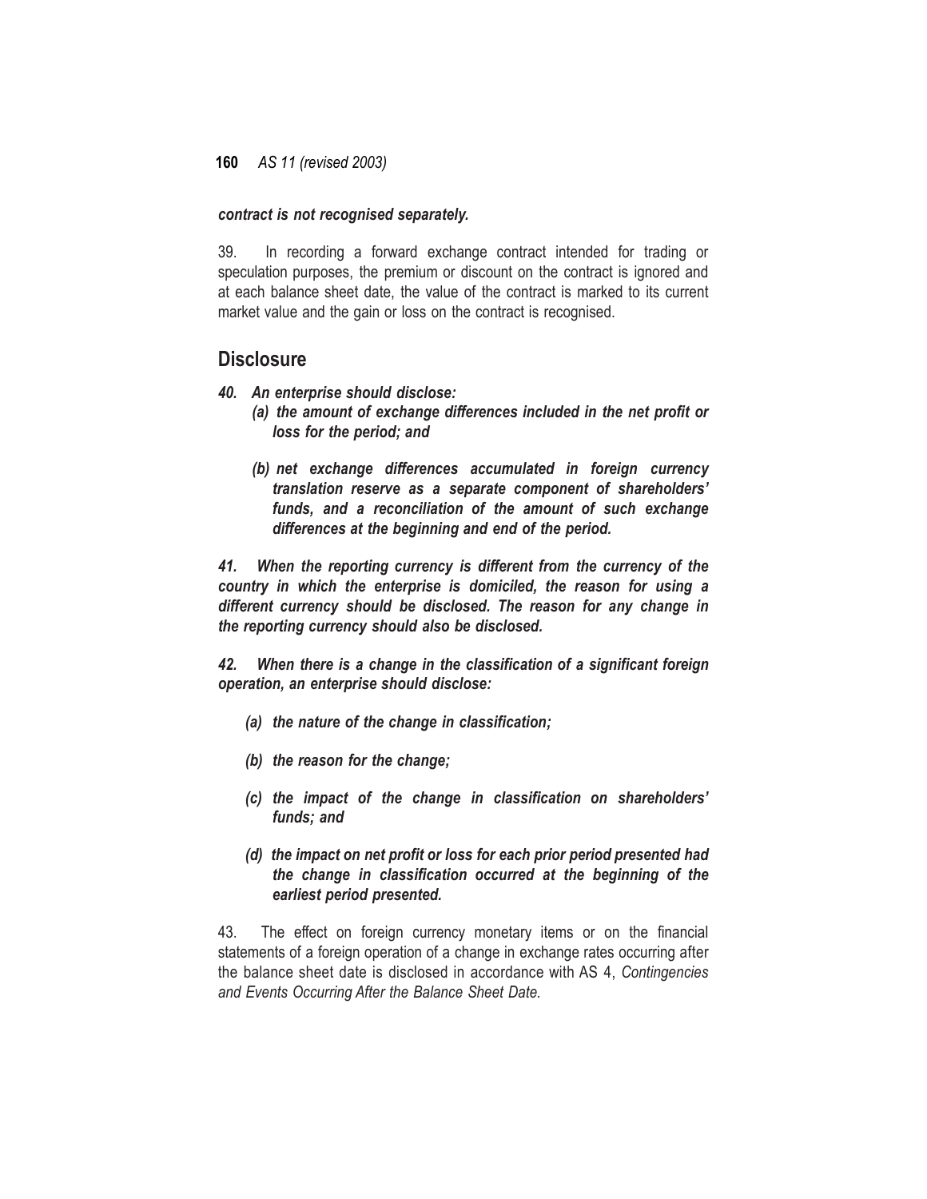***contract is not recognised separately.***

39. In recording a forward exchange contract intended for trading or speculation purposes, the premium or discount on the contract is ignored and at each balance sheet date, the value of the contract is marked to its current market value and the gain or loss on the contract is recognised.

## Disclosure

***40. An enterprise should disclose:***

***(a) the amount of exchange differences included in the net profit or loss for the period; and***

***(b) net exchange differences accumulated in foreign currency translation reserve as a separate component of shareholders' funds, and a reconciliation of the amount of such exchange differences at the beginning and end of the period.***

***41. When the reporting currency is different from the currency of the country in which the enterprise is domiciled, the reason for using a different currency should be disclosed. The reason for any change in the reporting currency should also be disclosed.***

***42. When there is a change in the classification of a significant foreign operation, an enterprise should disclose:***

***(a) the nature of the change in classification;***

***(b) the reason for the change;***

***(c) the impact of the change in classification on shareholders' funds; and***

***(d) the impact on net profit or loss for each prior period presented had the change in classification occurred at the beginning of the earliest period presented.***

43. The effect on foreign currency monetary items or on the financial statements of a foreign operation of a change in exchange rates occurring after the balance sheet date is disclosed in accordance with AS 4, *Contingencies and Events Occurring After the Balance Sheet Date.*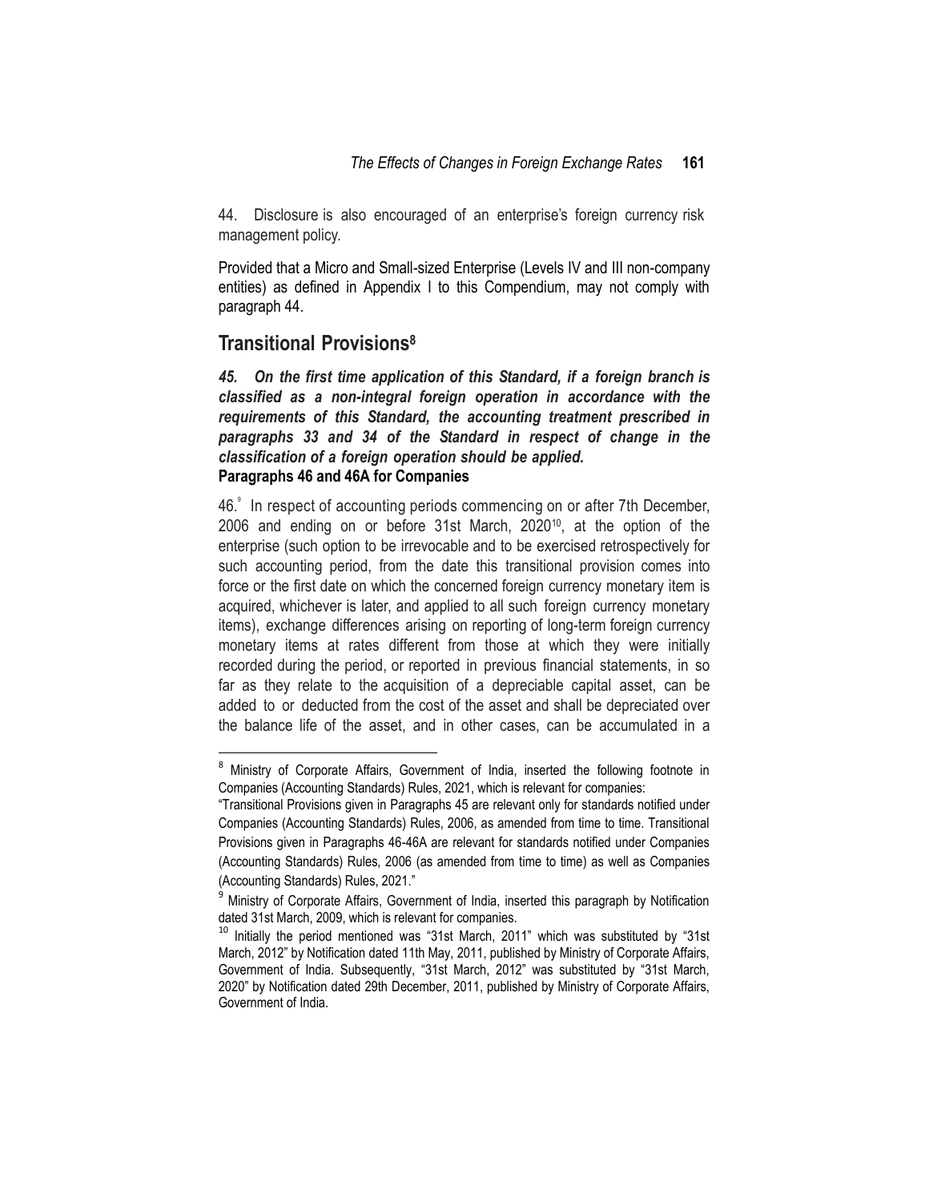44. Disclosure is also encouraged of an enterprise's foreign currency risk management policy.

Provided that a Micro and Small-sized Enterprise (Levels IV and III non-company entities) as defined in Appendix I to this Compendium, may not comply with paragraph 44.

## Transitional Provisions[8]

***45. On the first time application of this Standard, if a foreign branch is classified as a non-integral foreign operation in accordance with the requirements of this Standard, the accounting treatment prescribed in paragraphs 33 and 34 of the Standard in respect of change in the classification of a foreign operation should be applied.***

**Paragraphs 46 and 46A for Companies**

46.[9] In respect of accounting periods commencing on or after 7th December, 2006 and ending on or before 31st March, 2020[10], at the option of the enterprise (such option to be irrevocable and to be exercised retrospectively for such accounting period, from the date this transitional provision comes into force or the first date on which the concerned foreign currency monetary item is acquired, whichever is later, and applied to all such foreign currency monetary items), exchange differences arising on reporting of long-term foreign currency monetary items at rates different from those at which they were initially recorded during the period, or reported in previous financial statements, in so far as they relate to the acquisition of a depreciable capital asset, can be added to or deducted from the cost of the asset and shall be depreciated over the balance life of the asset, and in other cases, can be accumulated in a

---

[8] Ministry of Corporate Affairs, Government of India, inserted the following footnote in Companies (Accounting Standards) Rules, 2021, which is relevant for companies:

"Transitional Provisions given in Paragraphs 45 are relevant only for standards notified under Companies (Accounting Standards) Rules, 2006, as amended from time to time. Transitional Provisions given in Paragraphs 46-46A are relevant for standards notified under Companies (Accounting Standards) Rules, 2006 (as amended from time to time) as well as Companies (Accounting Standards) Rules, 2021."

[9] Ministry of Corporate Affairs, Government of India, inserted this paragraph by Notification dated 31st March, 2009, which is relevant for companies.

[10] Initially the period mentioned was "31st March, 2011" which was substituted by "31st March, 2012" by Notification dated 11th May, 2011, published by Ministry of Corporate Affairs, Government of India. Subsequently, "31st March, 2012" was substituted by "31st March, 2020" by Notification dated 29th December, 2011, published by Ministry of Corporate Affairs, Government of India.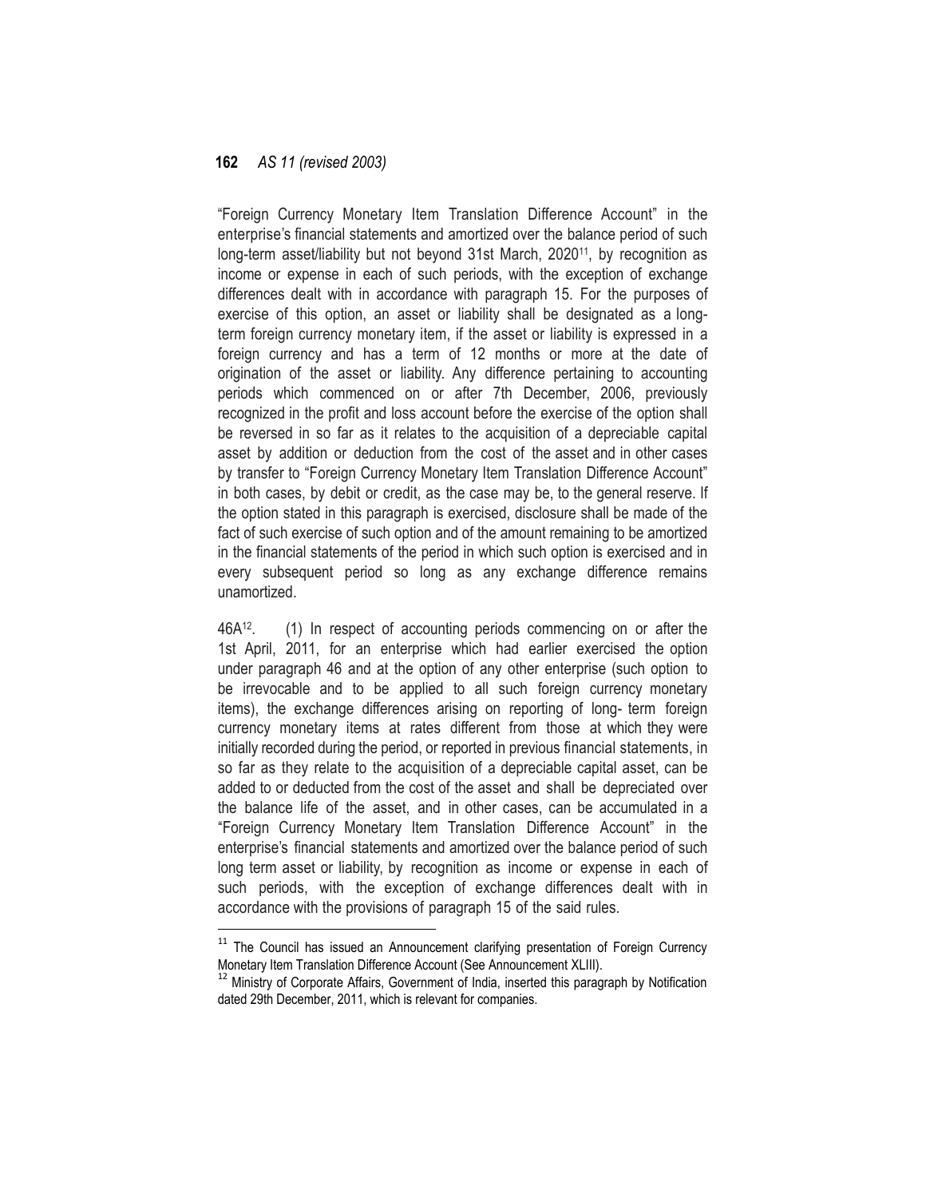"Foreign Currency Monetary Item Translation Difference Account" in the enterprise's financial statements and amortized over the balance period of such long-term asset/liability but not beyond 31st March, 2020[11], by recognition as income or expense in each of such periods, with the exception of exchange differences dealt with in accordance with paragraph 15. For the purposes of exercise of this option, an asset or liability shall be designated as a long-term foreign currency monetary item, if the asset or liability is expressed in a foreign currency and has a term of 12 months or more at the date of origination of the asset or liability. Any difference pertaining to accounting periods which commenced on or after 7th December, 2006, previously recognized in the profit and loss account before the exercise of the option shall be reversed in so far as it relates to the acquisition of a depreciable capital asset by addition or deduction from the cost of the asset and in other cases by transfer to "Foreign Currency Monetary Item Translation Difference Account" in both cases, by debit or credit, as the case may be, to the general reserve. If the option stated in this paragraph is exercised, disclosure shall be made of the fact of such exercise of such option and of the amount remaining to be amortized in the financial statements of the period in which such option is exercised and in every subsequent period so long as any exchange difference remains unamortized.

46A[12]. (1) In respect of accounting periods commencing on or after the 1st April, 2011, for an enterprise which had earlier exercised the option under paragraph 46 and at the option of any other enterprise (such option to be irrevocable and to be applied to all such foreign currency monetary items), the exchange differences arising on reporting of long- term foreign currency monetary items at rates different from those at which they were initially recorded during the period, or reported in previous financial statements, in so far as they relate to the acquisition of a depreciable capital asset, can be added to or deducted from the cost of the asset and shall be depreciated over the balance life of the asset, and in other cases, can be accumulated in a "Foreign Currency Monetary Item Translation Difference Account" in the enterprise's financial statements and amortized over the balance period of such long term asset or liability, by recognition as income or expense in each of such periods, with the exception of exchange differences dealt with in accordance with the provisions of paragraph 15 of the said rules.

---

[11] The Council has issued an Announcement clarifying presentation of Foreign Currency Monetary Item Translation Difference Account (See Announcement XLIII).

[12] Ministry of Corporate Affairs, Government of India, inserted this paragraph by Notification dated 29th December, 2011, which is relevant for companies.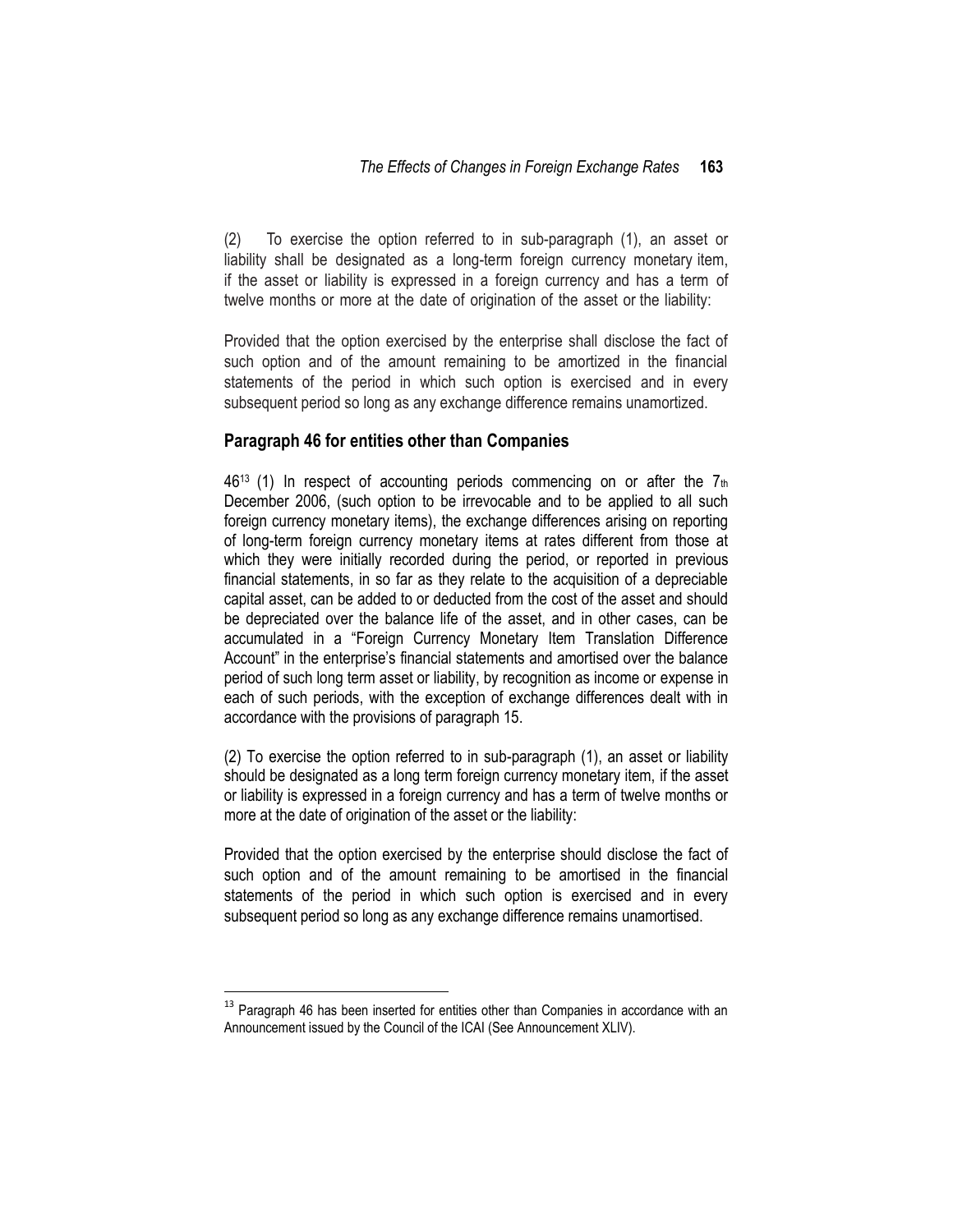(2) To exercise the option referred to in sub-paragraph (1), an asset or liability shall be designated as a long-term foreign currency monetary item, if the asset or liability is expressed in a foreign currency and has a term of twelve months or more at the date of origination of the asset or the liability:

Provided that the option exercised by the enterprise shall disclose the fact of such option and of the amount remaining to be amortized in the financial statements of the period in which such option is exercised and in every subsequent period so long as any exchange difference remains unamortized.

## Paragraph 46 for entities other than Companies

46[13] (1) In respect of accounting periods commencing on or after the 7th December 2006, (such option to be irrevocable and to be applied to all such foreign currency monetary items), the exchange differences arising on reporting of long-term foreign currency monetary items at rates different from those at which they were initially recorded during the period, or reported in previous financial statements, in so far as they relate to the acquisition of a depreciable capital asset, can be added to or deducted from the cost of the asset and should be depreciated over the balance life of the asset, and in other cases, can be accumulated in a "Foreign Currency Monetary Item Translation Difference Account" in the enterprise's financial statements and amortised over the balance period of such long term asset or liability, by recognition as income or expense in each of such periods, with the exception of exchange differences dealt with in accordance with the provisions of paragraph 15.

(2) To exercise the option referred to in sub-paragraph (1), an asset or liability should be designated as a long term foreign currency monetary item, if the asset or liability is expressed in a foreign currency and has a term of twelve months or more at the date of origination of the asset or the liability:

Provided that the option exercised by the enterprise should disclose the fact of such option and of the amount remaining to be amortised in the financial statements of the period in which such option is exercised and in every subsequent period so long as any exchange difference remains unamortised.

---

[13] Paragraph 46 has been inserted for entities other than Companies in accordance with an Announcement issued by the Council of the ICAI (See Announcement XLIV).